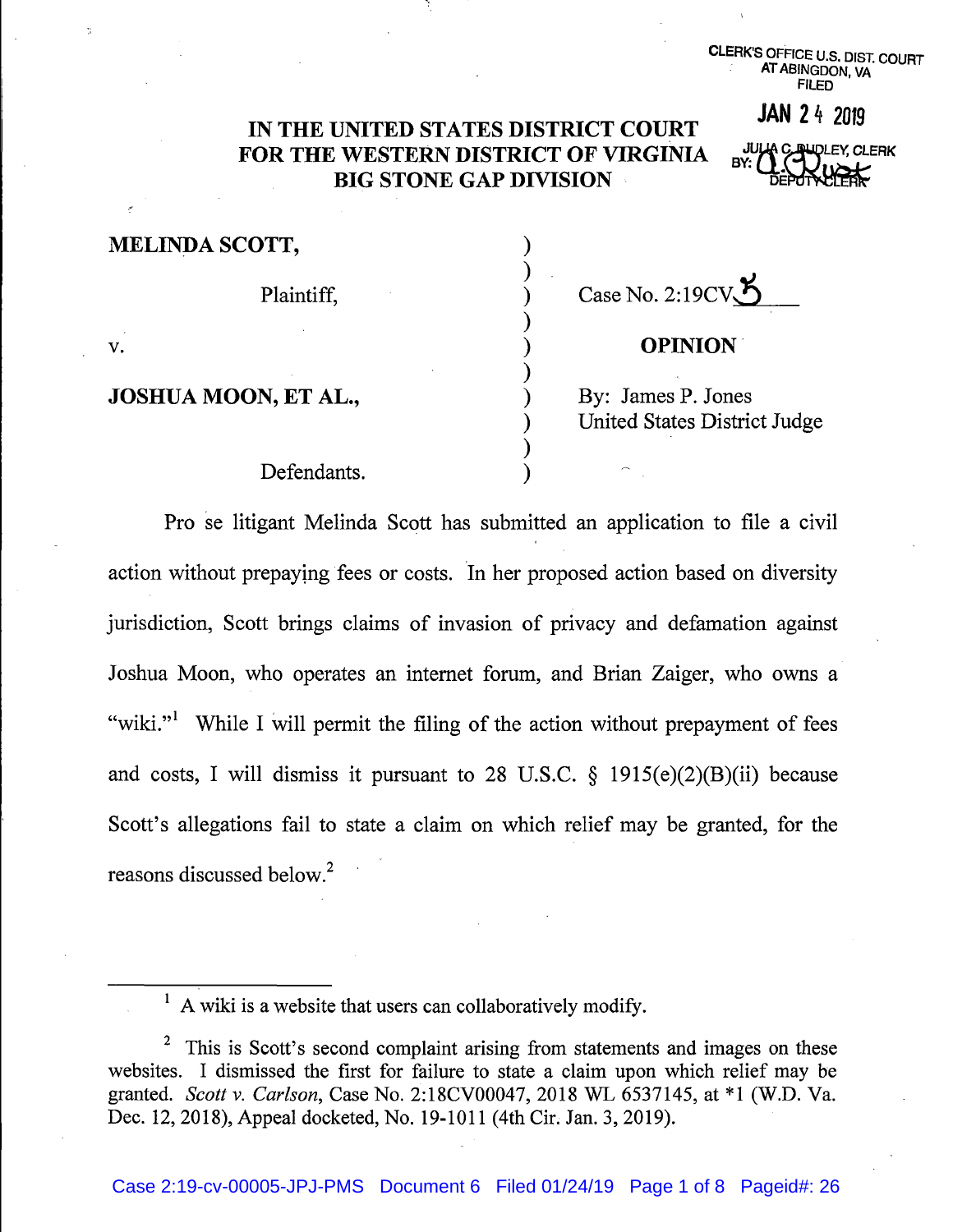CLERK'S OFFICE U.S. DIST. COURT
AT ABINGDON, VA
FILED

JAN 24 2019

JULIA C. DUDLEY, CLERK
BY: DEPUTY CLERK

**IN THE UNITED STATES DISTRICT COURT**
**FOR THE WESTERN DISTRICT OF VIRGINIA**
**BIG STONE GAP DIVISION**

| | | |
|---|---|---|
| **MELINDA SCOTT,** | ) | |
| | ) | |
| Plaintiff, | ) | Case No. 2:19CV5 |
| | ) | |
| v. | ) | **OPINION** |
| | ) | |
| **JOSHUA MOON, ET AL.,** | ) | By: James P. Jones |
| | ) | United States District Judge |
| | ) | |
| Defendants. | ) | |

Pro se litigant Melinda Scott has submitted an application to file a civil action without prepaying fees or costs. In her proposed action based on diversity jurisdiction, Scott brings claims of invasion of privacy and defamation against Joshua Moon, who operates an internet forum, and Brian Zaiger, who owns a "wiki."[1] While I will permit the filing of the action without prepayment of fees and costs, I will dismiss it pursuant to 28 U.S.C. § 1915(e)(2)(B)(ii) because Scott's allegations fail to state a claim on which relief may be granted, for the reasons discussed below.[2]

---

[1] A wiki is a website that users can collaboratively modify.

[2] This is Scott's second complaint arising from statements and images on these websites. I dismissed the first for failure to state a claim upon which relief may be granted. *Scott v. Carlson*, Case No. 2:18CV00047, 2018 WL 6537145, at *1 (W.D. Va. Dec. 12, 2018), Appeal docketed, No. 19-1011 (4th Cir. Jan. 3, 2019).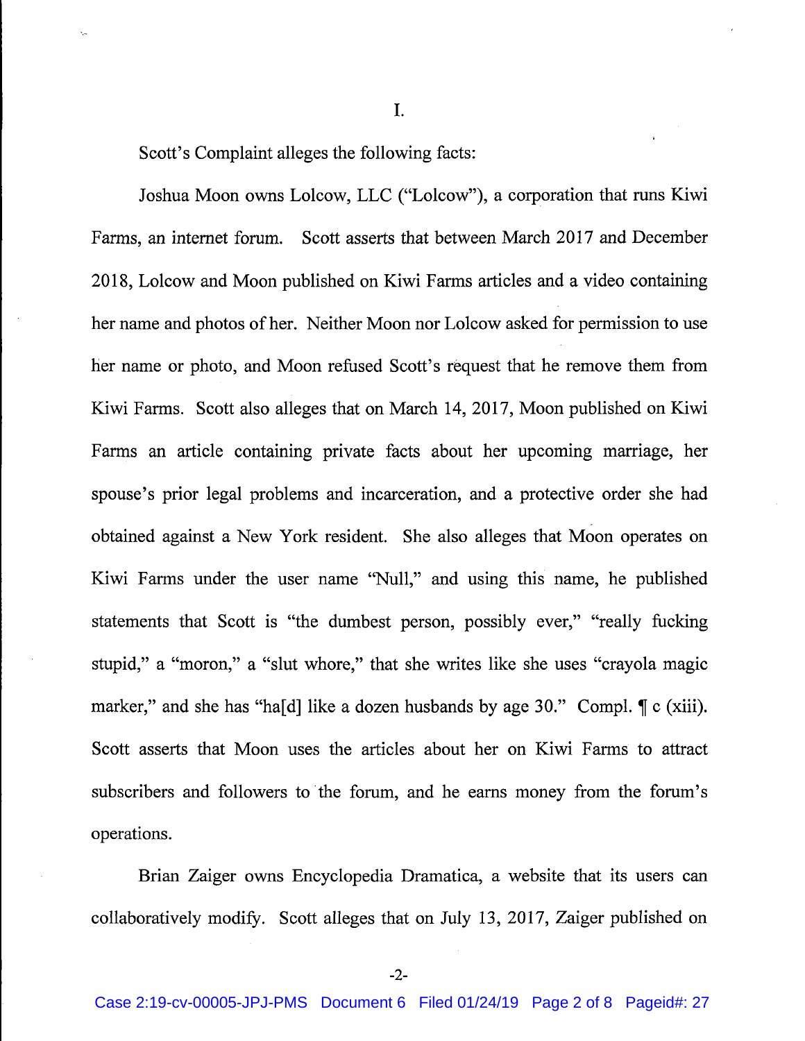I.

Scott's Complaint alleges the following facts:

Joshua Moon owns Lolcow, LLC ("Lolcow"), a corporation that runs Kiwi Farms, an internet forum. Scott asserts that between March 2017 and December 2018, Lolcow and Moon published on Kiwi Farms articles and a video containing her name and photos of her. Neither Moon nor Lolcow asked for permission to use her name or photo, and Moon refused Scott's request that he remove them from Kiwi Farms. Scott also alleges that on March 14, 2017, Moon published on Kiwi Farms an article containing private facts about her upcoming marriage, her spouse's prior legal problems and incarceration, and a protective order she had obtained against a New York resident. She also alleges that Moon operates on Kiwi Farms under the user name "Null," and using this name, he published statements that Scott is "the dumbest person, possibly ever," "really fucking stupid," a "moron," a "slut whore," that she writes like she uses "crayola magic marker," and she has "ha[d] like a dozen husbands by age 30." Compl. ¶ c (xiii). Scott asserts that Moon uses the articles about her on Kiwi Farms to attract subscribers and followers to the forum, and he earns money from the forum's operations.

Brian Zaiger owns Encyclopedia Dramatica, a website that its users can collaboratively modify. Scott alleges that on July 13, 2017, Zaiger published on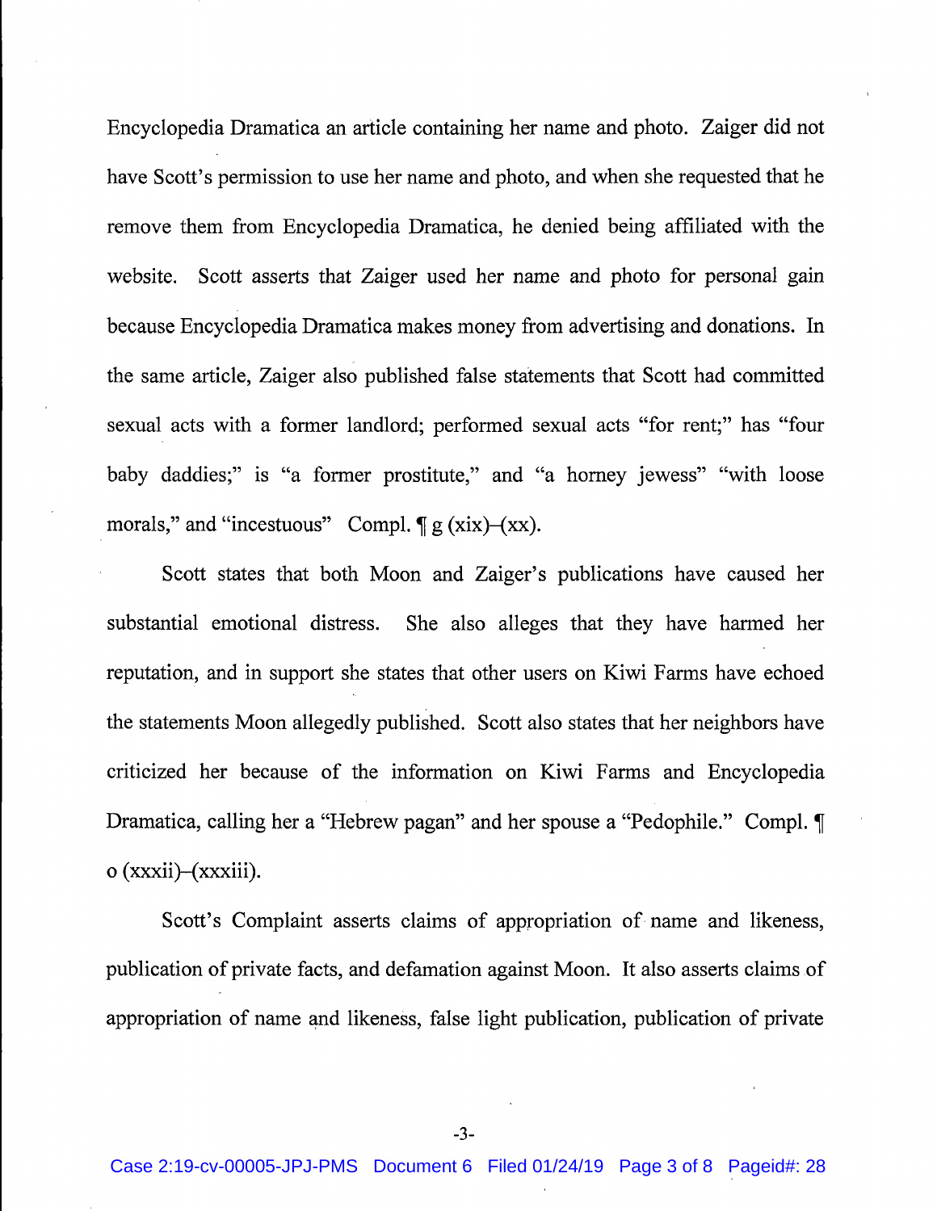Encyclopedia Dramatica an article containing her name and photo. Zaiger did not have Scott's permission to use her name and photo, and when she requested that he remove them from Encyclopedia Dramatica, he denied being affiliated with the website. Scott asserts that Zaiger used her name and photo for personal gain because Encyclopedia Dramatica makes money from advertising and donations. In the same article, Zaiger also published false statements that Scott had committed sexual acts with a former landlord; performed sexual acts "for rent;" has "four baby daddies;" is "a former prostitute," and "a horney jewess" "with loose morals," and "incestuous" Compl. ¶ g (xix)–(xx).

Scott states that both Moon and Zaiger's publications have caused her substantial emotional distress. She also alleges that they have harmed her reputation, and in support she states that other users on Kiwi Farms have echoed the statements Moon allegedly published. Scott also states that her neighbors have criticized her because of the information on Kiwi Farms and Encyclopedia Dramatica, calling her a "Hebrew pagan" and her spouse a "Pedophile." Compl. ¶ o (xxxii)–(xxxiii).

Scott's Complaint asserts claims of appropriation of name and likeness, publication of private facts, and defamation against Moon. It also asserts claims of appropriation of name and likeness, false light publication, publication of private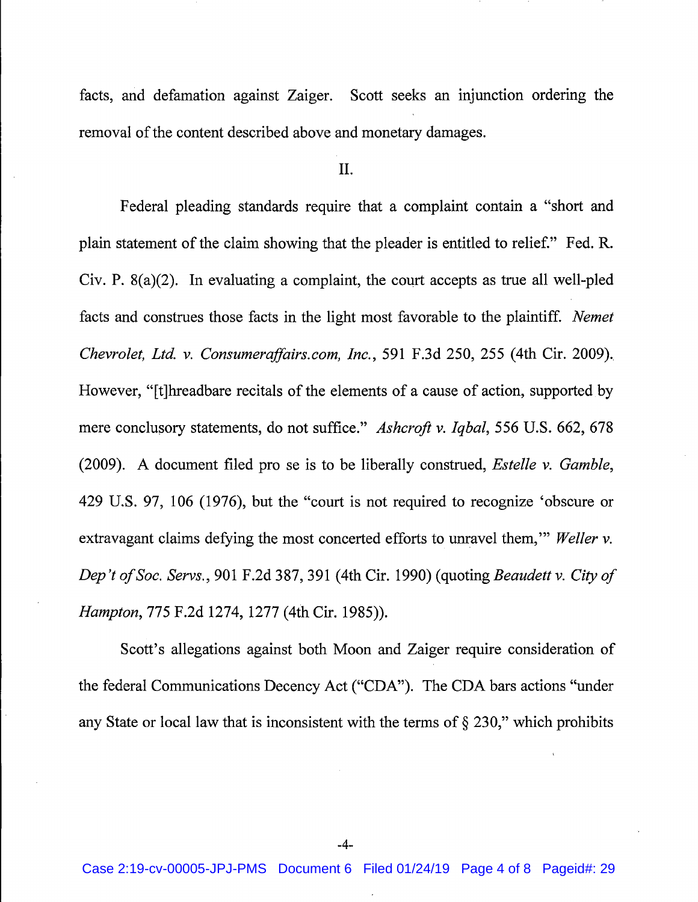facts, and defamation against Zaiger. Scott seeks an injunction ordering the removal of the content described above and monetary damages.

II.

Federal pleading standards require that a complaint contain a "short and plain statement of the claim showing that the pleader is entitled to relief." Fed. R. Civ. P. 8(a)(2). In evaluating a complaint, the court accepts as true all well-pled facts and construes those facts in the light most favorable to the plaintiff. *Nemet Chevrolet, Ltd. v. Consumeraffairs.com, Inc.*, 591 F.3d 250, 255 (4th Cir. 2009). However, "[t]hreadbare recitals of the elements of a cause of action, supported by mere conclusory statements, do not suffice." *Ashcroft v. Iqbal*, 556 U.S. 662, 678 (2009). A document filed pro se is to be liberally construed, *Estelle v. Gamble*, 429 U.S. 97, 106 (1976), but the "court is not required to recognize 'obscure or extravagant claims defying the most concerted efforts to unravel them,'" *Weller v. Dep't of Soc. Servs.*, 901 F.2d 387, 391 (4th Cir. 1990) (quoting *Beaudett v. City of Hampton*, 775 F.2d 1274, 1277 (4th Cir. 1985)).

Scott's allegations against both Moon and Zaiger require consideration of the federal Communications Decency Act ("CDA"). The CDA bars actions "under any State or local law that is inconsistent with the terms of § 230," which prohibits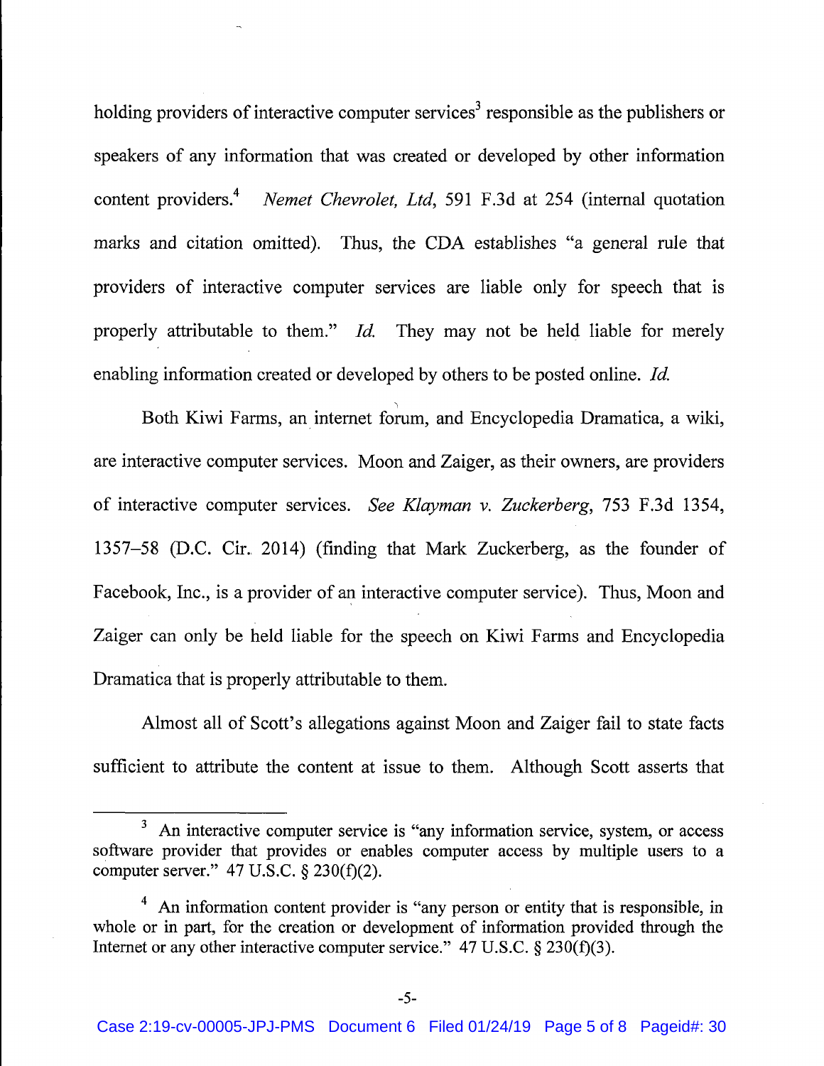holding providers of interactive computer services[3] responsible as the publishers or speakers of any information that was created or developed by other information content providers.[4] *Nemet Chevrolet, Ltd*, 591 F.3d at 254 (internal quotation marks and citation omitted). Thus, the CDA establishes "a general rule that providers of interactive computer services are liable only for speech that is properly attributable to them." *Id.* They may not be held liable for merely enabling information created or developed by others to be posted online. *Id.*

Both Kiwi Farms, an internet forum, and Encyclopedia Dramatica, a wiki, are interactive computer services. Moon and Zaiger, as their owners, are providers of interactive computer services. *See Klayman v. Zuckerberg*, 753 F.3d 1354, 1357–58 (D.C. Cir. 2014) (finding that Mark Zuckerberg, as the founder of Facebook, Inc., is a provider of an interactive computer service). Thus, Moon and Zaiger can only be held liable for the speech on Kiwi Farms and Encyclopedia Dramatica that is properly attributable to them.

Almost all of Scott's allegations against Moon and Zaiger fail to state facts sufficient to attribute the content at issue to them. Although Scott asserts that

---

[3] An interactive computer service is "any information service, system, or access software provider that provides or enables computer access by multiple users to a computer server." 47 U.S.C. § 230(f)(2).

[4] An information content provider is "any person or entity that is responsible, in whole or in part, for the creation or development of information provided through the Internet or any other interactive computer service." 47 U.S.C. § 230(f)(3).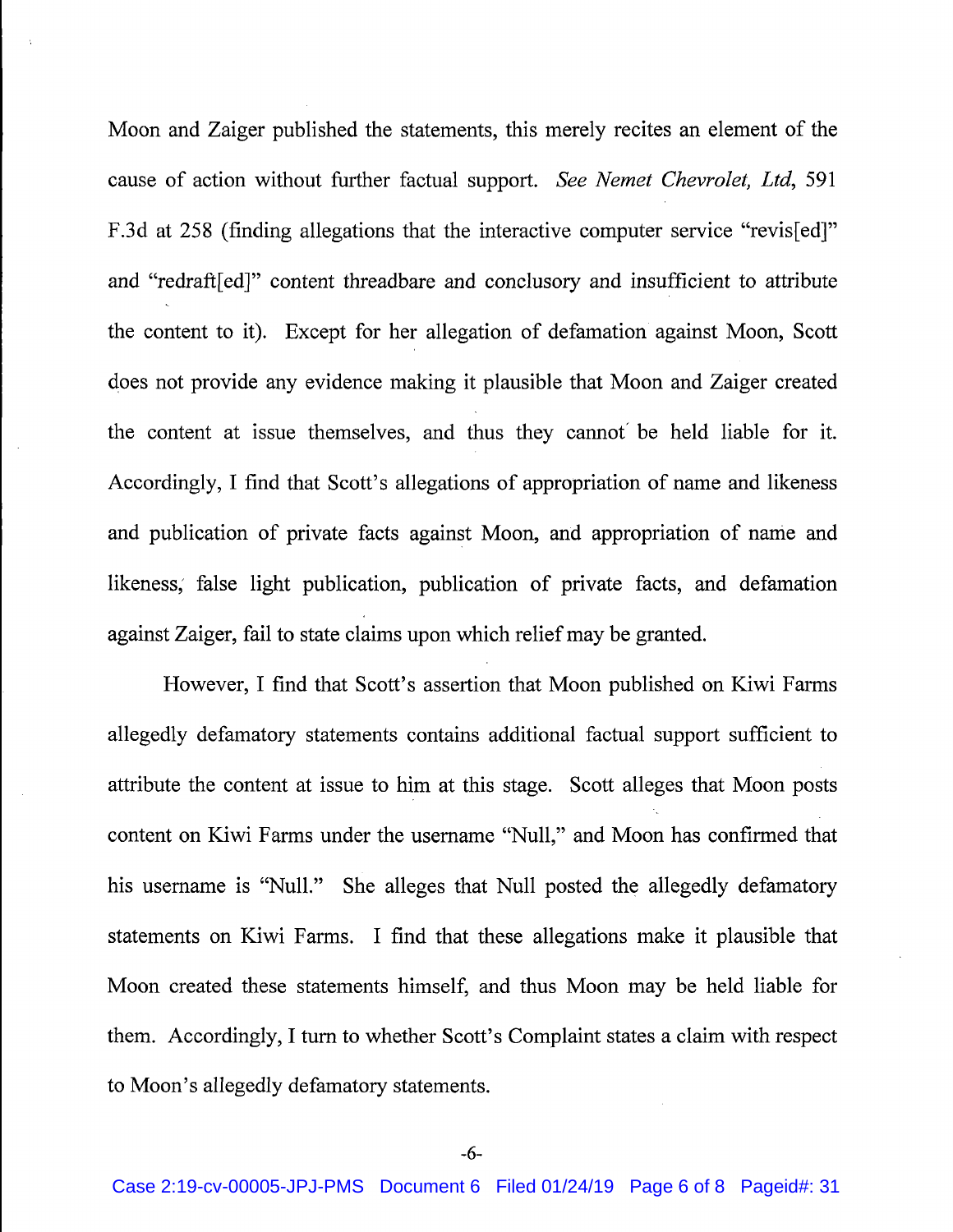Moon and Zaiger published the statements, this merely recites an element of the cause of action without further factual support. *See Nemet Chevrolet, Ltd*, 591 F.3d at 258 (finding allegations that the interactive computer service "revis[ed]" and "redraft[ed]" content threadbare and conclusory and insufficient to attribute the content to it). Except for her allegation of defamation against Moon, Scott does not provide any evidence making it plausible that Moon and Zaiger created the content at issue themselves, and thus they cannot be held liable for it. Accordingly, I find that Scott's allegations of appropriation of name and likeness and publication of private facts against Moon, and appropriation of name and likeness, false light publication, publication of private facts, and defamation against Zaiger, fail to state claims upon which relief may be granted.

However, I find that Scott's assertion that Moon published on Kiwi Farms allegedly defamatory statements contains additional factual support sufficient to attribute the content at issue to him at this stage. Scott alleges that Moon posts content on Kiwi Farms under the username "Null," and Moon has confirmed that his username is "Null." She alleges that Null posted the allegedly defamatory statements on Kiwi Farms. I find that these allegations make it plausible that Moon created these statements himself, and thus Moon may be held liable for them. Accordingly, I turn to whether Scott's Complaint states a claim with respect to Moon's allegedly defamatory statements.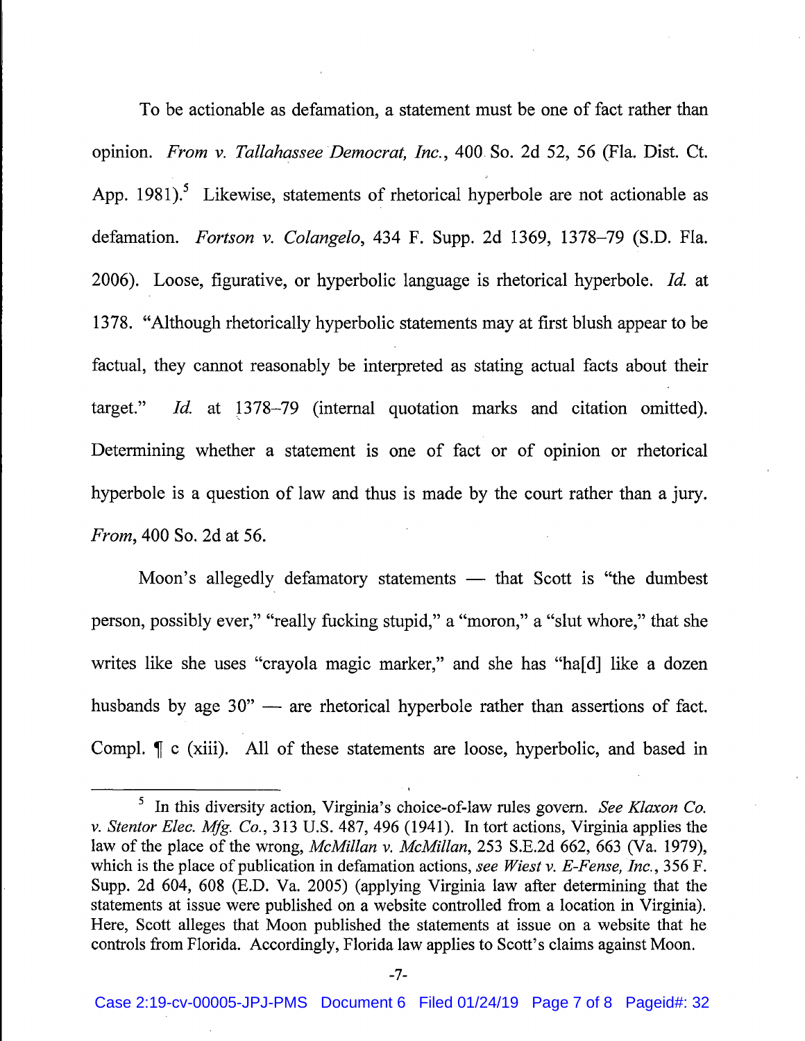To be actionable as defamation, a statement must be one of fact rather than opinion. *From v. Tallahassee Democrat, Inc.*, 400 So. 2d 52, 56 (Fla. Dist. Ct. App. 1981).[5] Likewise, statements of rhetorical hyperbole are not actionable as defamation. *Fortson v. Colangelo*, 434 F. Supp. 2d 1369, 1378–79 (S.D. Fla. 2006). Loose, figurative, or hyperbolic language is rhetorical hyperbole. *Id.* at 1378. "Although rhetorically hyperbolic statements may at first blush appear to be factual, they cannot reasonably be interpreted as stating actual facts about their target." *Id.* at 1378–79 (internal quotation marks and citation omitted). Determining whether a statement is one of fact or of opinion or rhetorical hyperbole is a question of law and thus is made by the court rather than a jury. *From*, 400 So. 2d at 56.

Moon's allegedly defamatory statements — that Scott is "the dumbest person, possibly ever," "really fucking stupid," a "moron," a "slut whore," that she writes like she uses "crayola magic marker," and she has "ha[d] like a dozen husbands by age 30" — are rhetorical hyperbole rather than assertions of fact. Compl. ¶ c (xiii). All of these statements are loose, hyperbolic, and based in

---

[5] In this diversity action, Virginia's choice-of-law rules govern. *See Klaxon Co. v. Stentor Elec. Mfg. Co.*, 313 U.S. 487, 496 (1941). In tort actions, Virginia applies the law of the place of the wrong, *McMillan v. McMillan*, 253 S.E.2d 662, 663 (Va. 1979), which is the place of publication in defamation actions, *see Wiest v. E-Fense, Inc.*, 356 F. Supp. 2d 604, 608 (E.D. Va. 2005) (applying Virginia law after determining that the statements at issue were published on a website controlled from a location in Virginia). Here, Scott alleges that Moon published the statements at issue on a website that he controls from Florida. Accordingly, Florida law applies to Scott's claims against Moon.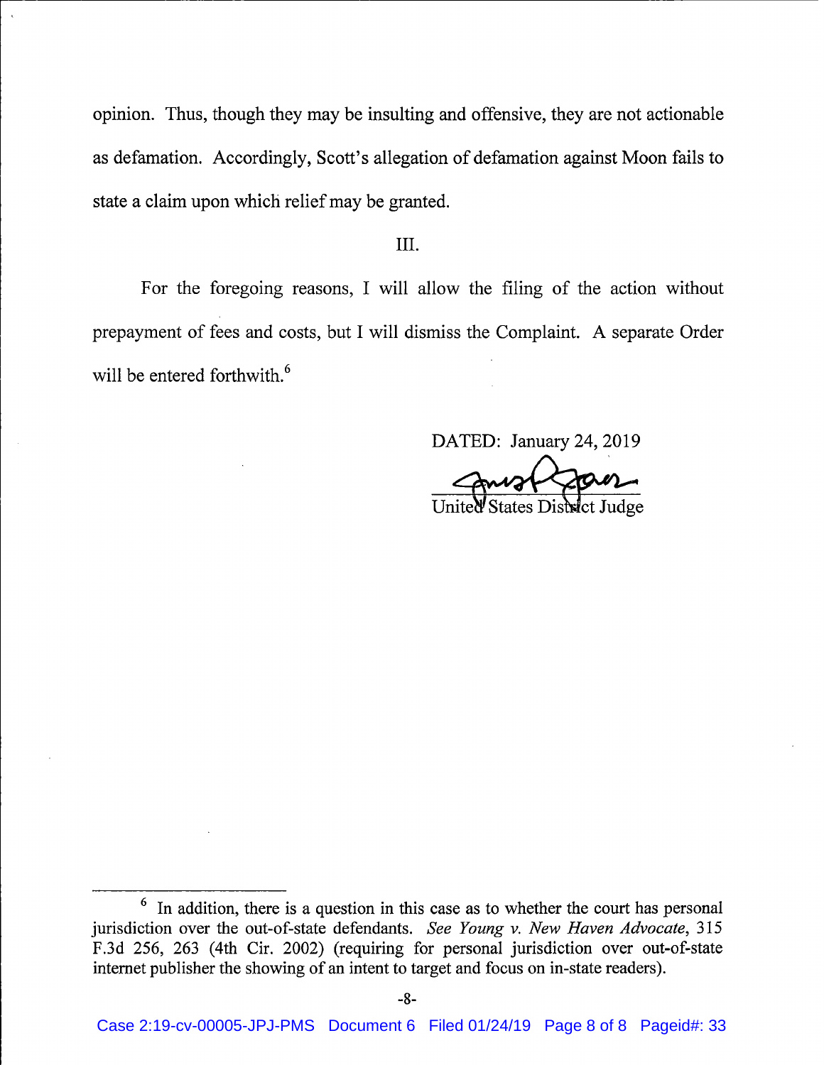opinion. Thus, though they may be insulting and offensive, they are not actionable as defamation. Accordingly, Scott's allegation of defamation against Moon fails to state a claim upon which relief may be granted.

III.

For the foregoing reasons, I will allow the filing of the action without prepayment of fees and costs, but I will dismiss the Complaint. A separate Order will be entered forthwith.[6]

DATED: January 24, 2019

United States District Judge

[6] In addition, there is a question in this case as to whether the court has personal jurisdiction over the out-of-state defendants. *See Young v. New Haven Advocate*, 315 F.3d 256, 263 (4th Cir. 2002) (requiring for personal jurisdiction over out-of-state internet publisher the showing of an intent to target and focus on in-state readers).